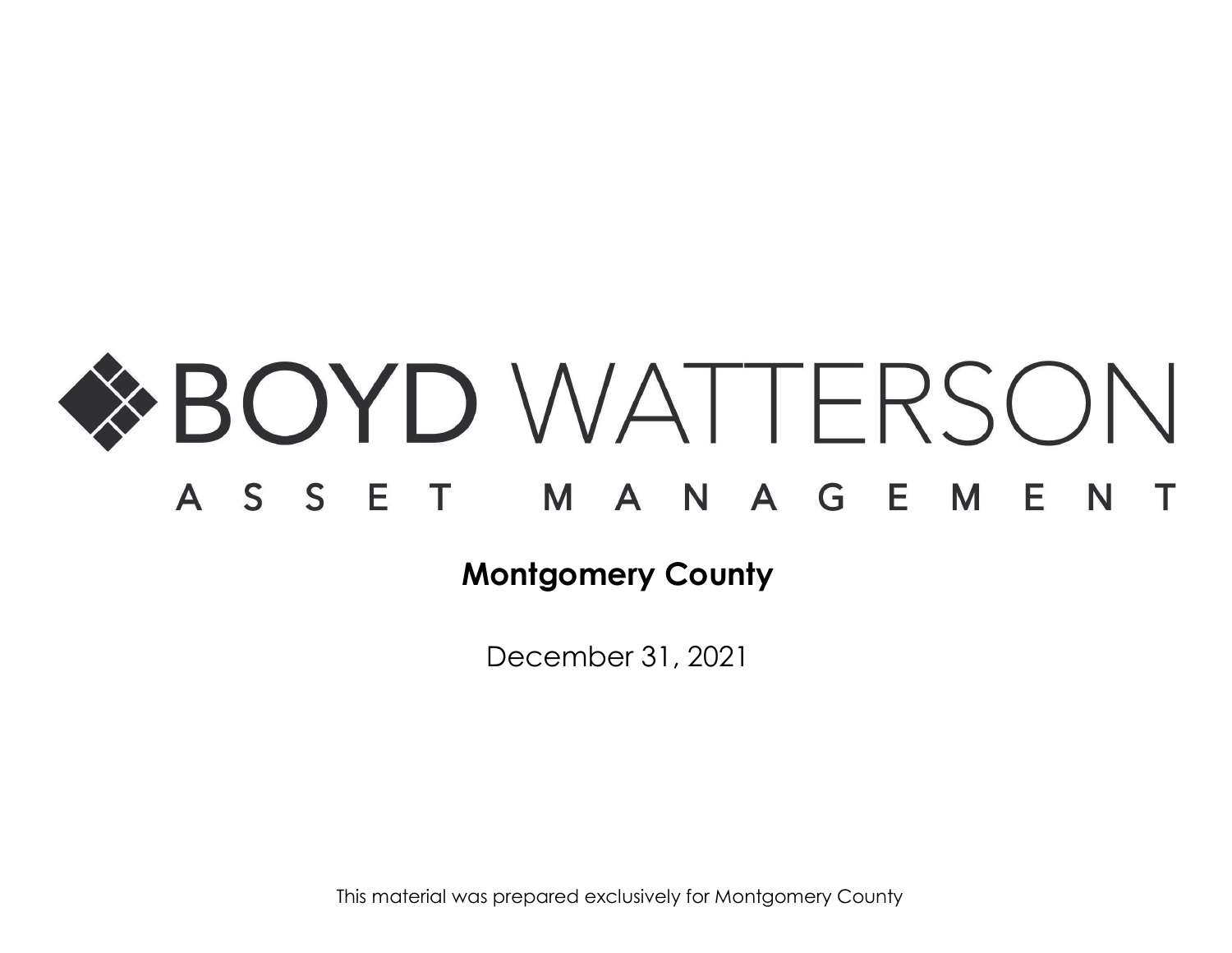# BOYD WATTERSON

ASSET MANAGEMENT

**Montgomery County**

December 31, 2021

This material was prepared exclusively for Montgomery County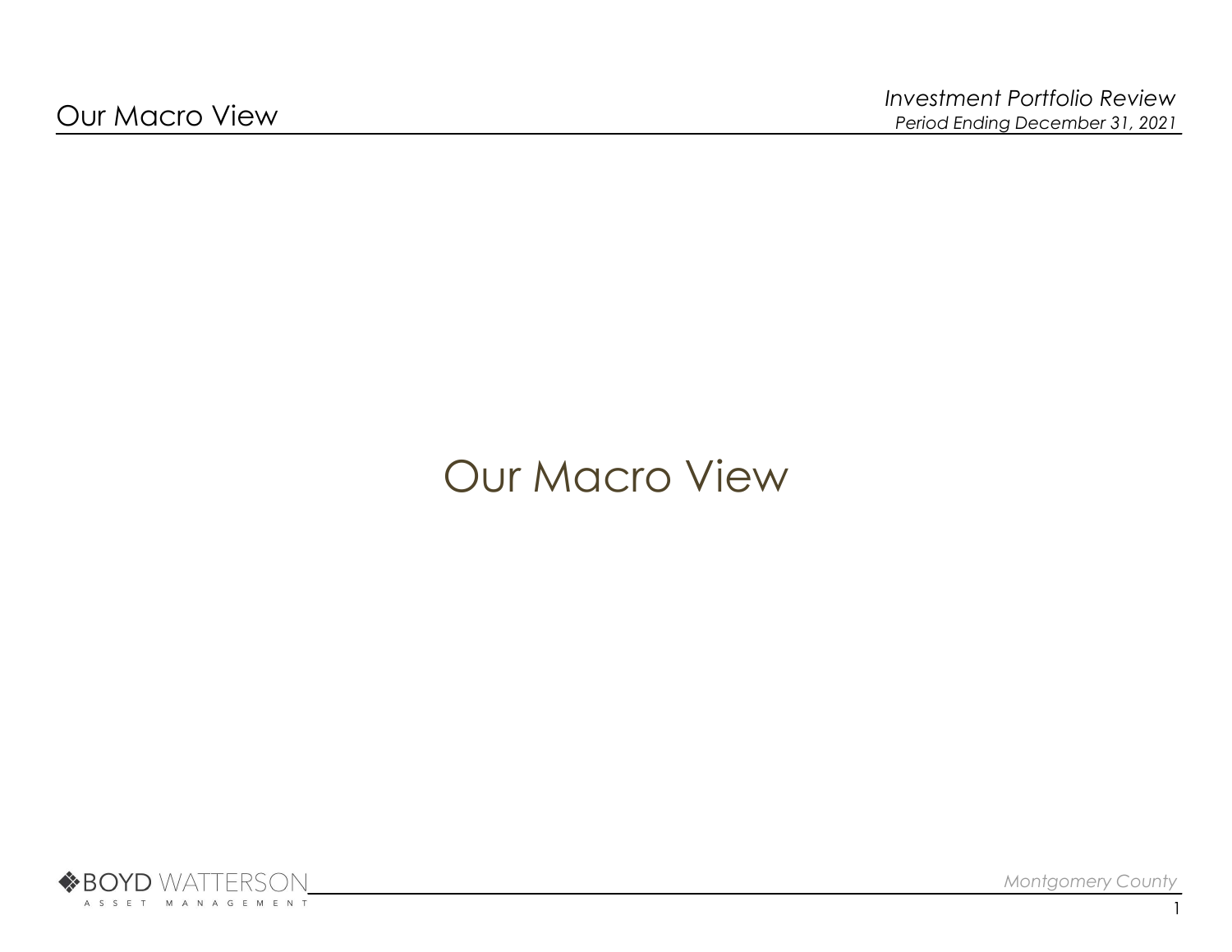# Our Macro View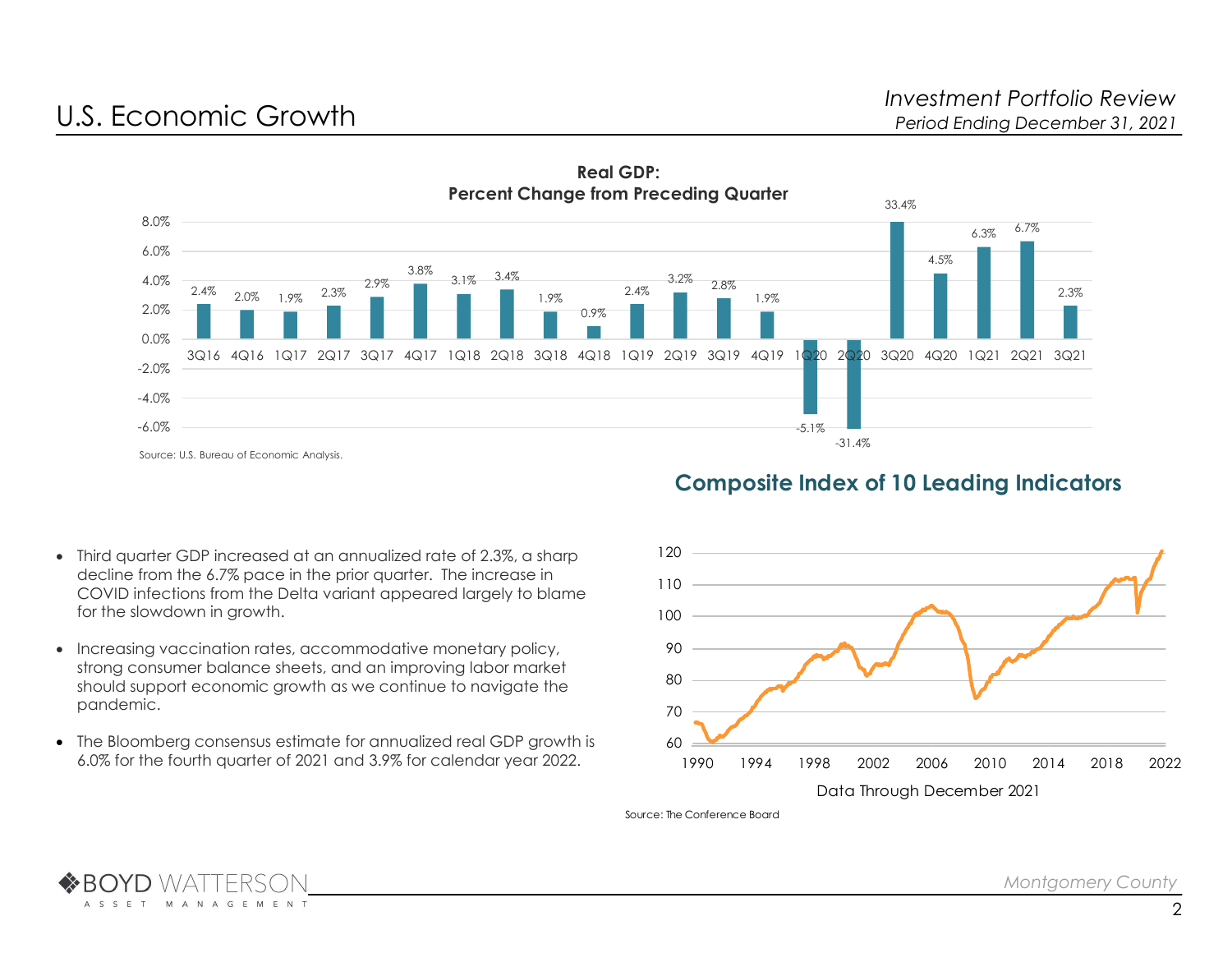# U.S. Economic Growth

**Real GDP: Percent Change from Preceding Quarter**

| Quarter | Percent Change |
|---|---|
| 3Q16 | 2.4% |
| 4Q16 | 2.0% |
| 1Q17 | 1.9% |
| 2Q17 | 2.3% |
| 3Q17 | 2.9% |
| 4Q17 | 3.8% |
| 1Q18 | 3.1% |
| 2Q18 | 3.4% |
| 3Q18 | 1.9% |
| 4Q18 | 0.9% |
| 1Q19 | 2.4% |
| 2Q19 | 3.2% |
| 3Q19 | 2.8% |
| 4Q19 | 1.9% |
| 1Q20 | -5.1% |
| 2Q20 | -31.4% |
| 3Q20 | 33.4% |
| 4Q20 | 4.5% |
| 1Q21 | 6.3% |
| 2Q21 | 6.7% |
| 3Q21 | 2.3% |

Source: U.S. Bureau of Economic Analysis.

## Composite Index of 10 Leading Indicators

Data Through December 2021

Source: The Conference Board

- Third quarter GDP increased at an annualized rate of 2.3%, a sharp decline from the 6.7% pace in the prior quarter. The increase in COVID infections from the Delta variant appeared largely to blame for the slowdown in growth.
- Increasing vaccination rates, accommodative monetary policy, strong consumer balance sheets, and an improving labor market should support economic growth as we continue to navigate the pandemic.
- The Bloomberg consensus estimate for annualized real GDP growth is 6.0% for the fourth quarter of 2021 and 3.9% for calendar year 2022.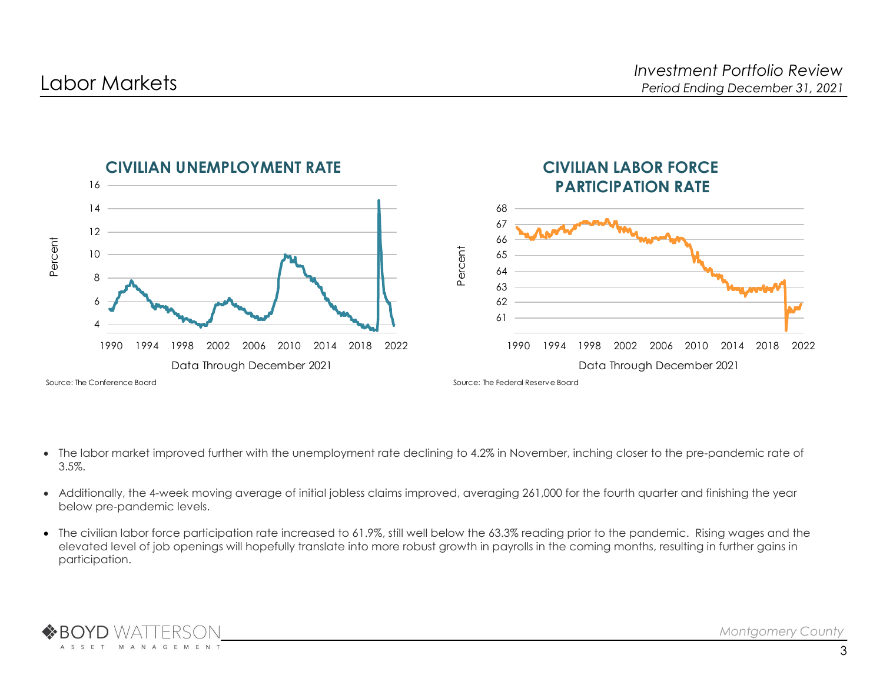# Labor Markets

*Investment Portfolio Review*
*Period Ending December 31, 2021*

**CIVILIAN UNEMPLOYMENT RATE**

Data Through December 2021

Source: The Conference Board

**CIVILIAN LABOR FORCE PARTICIPATION RATE**

Data Through December 2021

Source: The Federal Reserve Board

- The labor market improved further with the unemployment rate declining to 4.2% in November, inching closer to the pre-pandemic rate of 3.5%.
- Additionally, the 4-week moving average of initial jobless claims improved, averaging 261,000 for the fourth quarter and finishing the year below pre-pandemic levels.
- The civilian labor force participation rate increased to 61.9%, still well below the 63.3% reading prior to the pandemic. Rising wages and the elevated level of job openings will hopefully translate into more robust growth in payrolls in the coming months, resulting in further gains in participation.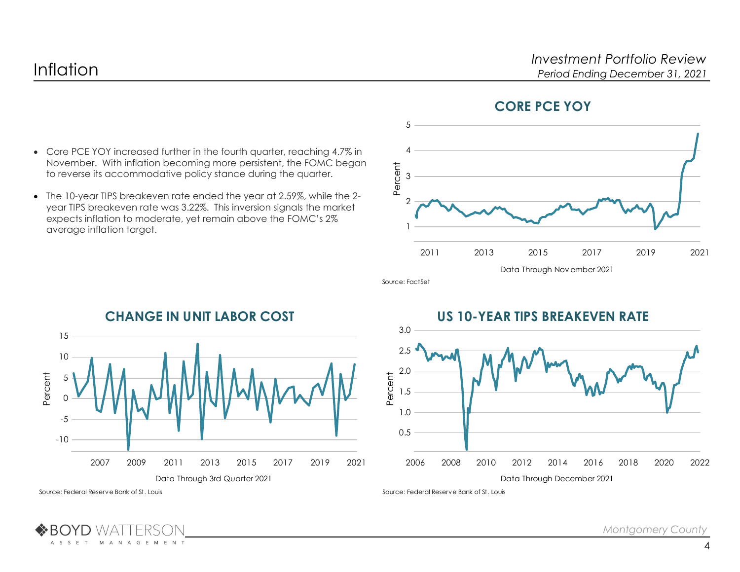# Inflation

- Core PCE YOY increased further in the fourth quarter, reaching 4.7% in November. With inflation becoming more persistent, the FOMC began to reverse its accommodative policy stance during the quarter.
- The 10-year TIPS breakeven rate ended the year at 2.59%, while the 2-year TIPS breakeven rate was 3.22%. This inversion signals the market expects inflation to moderate, yet remain above the FOMC's 2% average inflation target.

## CORE PCE YOY

Data Through November 2021

Source: FactSet

## CHANGE IN UNIT LABOR COST

Data Through 3rd Quarter 2021

Source: Federal Reserve Bank of St. Louis

## US 10-YEAR TIPS BREAKEVEN RATE

Data Through December 2021

Source: Federal Reserve Bank of St. Louis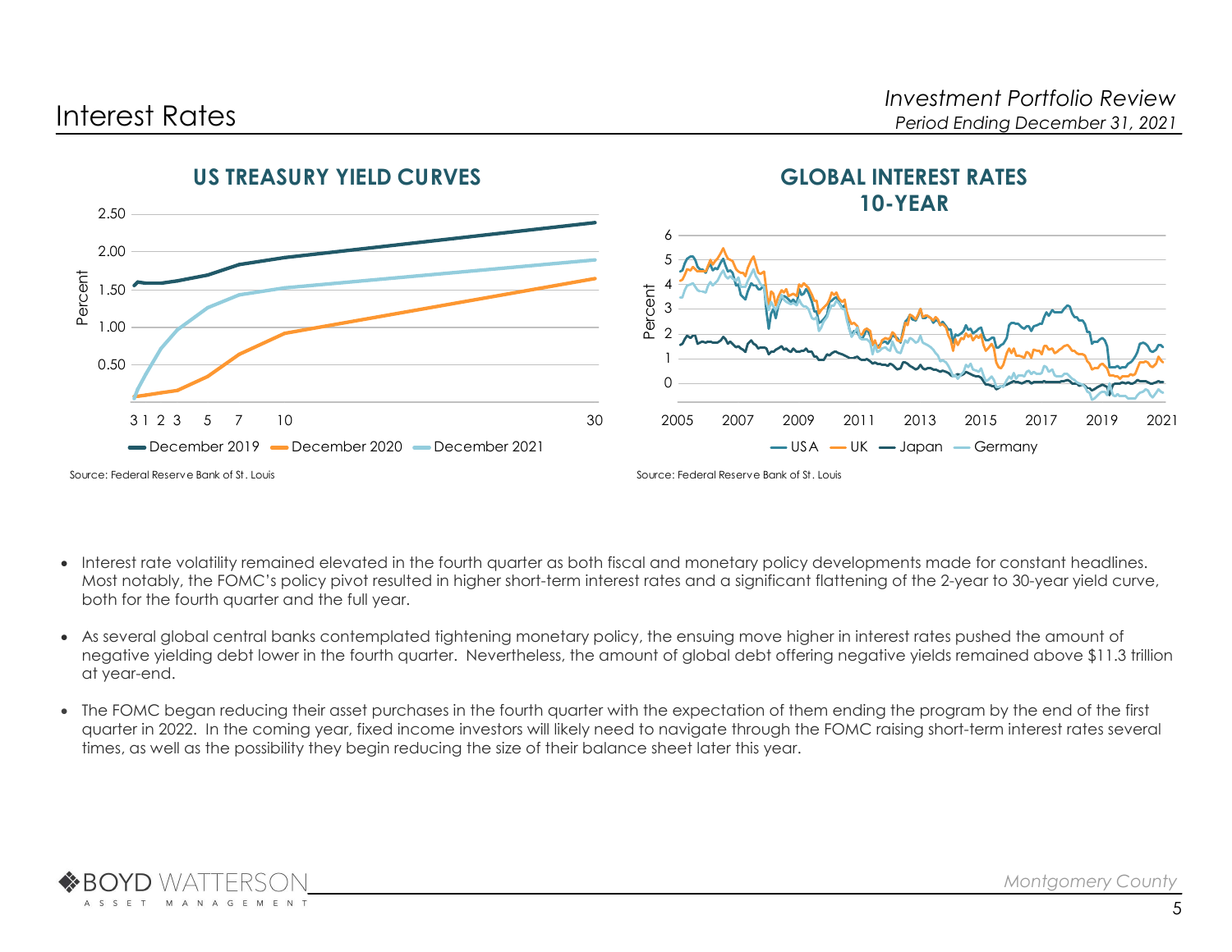# Interest Rates

*Investment Portfolio Review*
*Period Ending December 31, 2021*

## US TREASURY YIELD CURVES

Source: Federal Reserve Bank of St. Louis

## GLOBAL INTEREST RATES 10-YEAR

Source: Federal Reserve Bank of St. Louis

- Interest rate volatility remained elevated in the fourth quarter as both fiscal and monetary policy developments made for constant headlines. Most notably, the FOMC's policy pivot resulted in higher short-term interest rates and a significant flattening of the 2-year to 30-year yield curve, both for the fourth quarter and the full year.
- As several global central banks contemplated tightening monetary policy, the ensuing move higher in interest rates pushed the amount of negative yielding debt lower in the fourth quarter. Nevertheless, the amount of global debt offering negative yields remained above $11.3 trillion at year-end.
- The FOMC began reducing their asset purchases in the fourth quarter with the expectation of them ending the program by the end of the first quarter in 2022. In the coming year, fixed income investors will likely need to navigate through the FOMC raising short-term interest rates several times, as well as the possibility they begin reducing the size of their balance sheet later this year.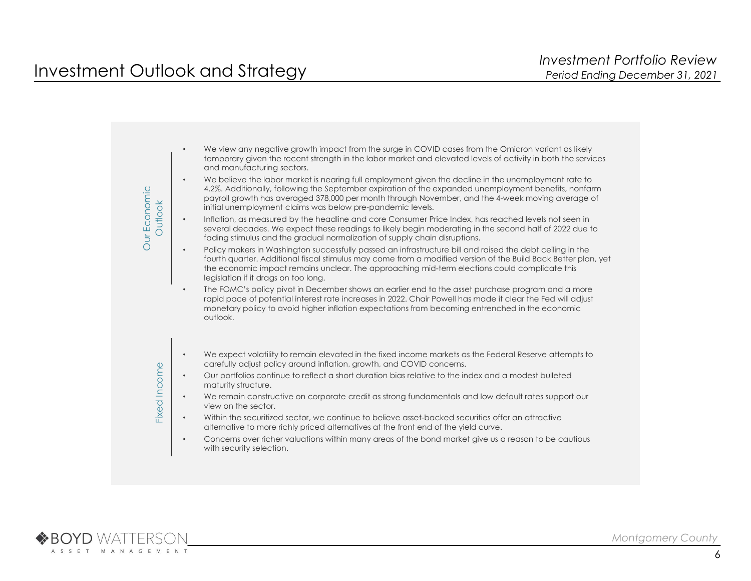# Investment Outlook and Strategy

*Investment Portfolio Review*
*Period Ending December 31, 2021*

## Our Economic Outlook

- We view any negative growth impact from the surge in COVID cases from the Omicron variant as likely temporary given the recent strength in the labor market and elevated levels of activity in both the services and manufacturing sectors.
- We believe the labor market is nearing full employment given the decline in the unemployment rate to 4.2%. Additionally, following the September expiration of the expanded unemployment benefits, nonfarm payroll growth has averaged 378,000 per month through November, and the 4-week moving average of initial unemployment claims was below pre-pandemic levels.
- Inflation, as measured by the headline and core Consumer Price Index, has reached levels not seen in several decades. We expect these readings to likely begin moderating in the second half of 2022 due to fading stimulus and the gradual normalization of supply chain disruptions.
- Policy makers in Washington successfully passed an infrastructure bill and raised the debt ceiling in the fourth quarter. Additional fiscal stimulus may come from a modified version of the Build Back Better plan, yet the economic impact remains unclear. The approaching mid-term elections could complicate this legislation if it drags on too long.
- The FOMC's policy pivot in December shows an earlier end to the asset purchase program and a more rapid pace of potential interest rate increases in 2022. Chair Powell has made it clear the Fed will adjust monetary policy to avoid higher inflation expectations from becoming entrenched in the economic outlook.

## Fixed Income

- We expect volatility to remain elevated in the fixed income markets as the Federal Reserve attempts to carefully adjust policy around inflation, growth, and COVID concerns.
- Our portfolios continue to reflect a short duration bias relative to the index and a modest bulleted maturity structure.
- We remain constructive on corporate credit as strong fundamentals and low default rates support our view on the sector.
- Within the securitized sector, we continue to believe asset-backed securities offer an attractive alternative to more richly priced alternatives at the front end of the yield curve.
- Concerns over richer valuations within many areas of the bond market give us a reason to be cautious with security selection.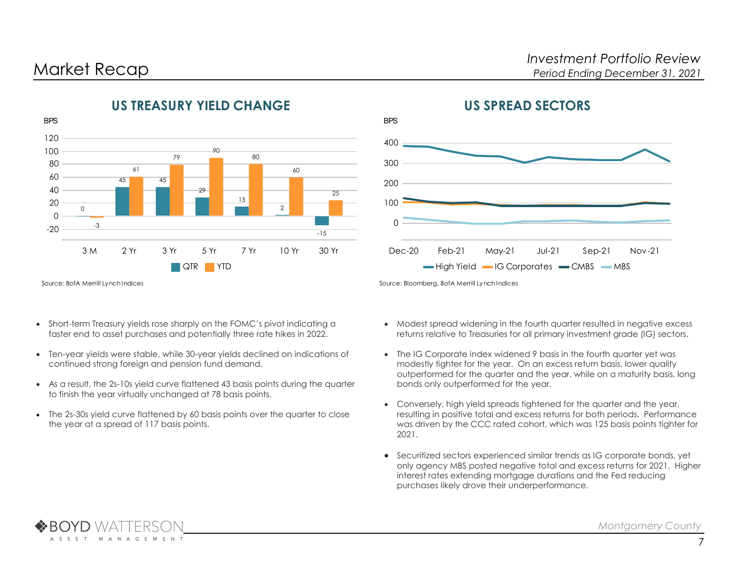# Market Recap

*Investment Portfolio Review*
*Period Ending December 31, 2021*

## US TREASURY YIELD CHANGE

BPS

| | 3 M | 2 Yr | 3 Yr | 5 Yr | 7 Yr | 10 Yr | 30 Yr |
|---|---|---|---|---|---|---|---|
| QTR | 0 | 45 | 45 | 29 | 15 | 2 | -15 |
| YTD | -3 | 61 | 79 | 90 | 80 | 60 | 25 |

Source: BofA Merrill Lynch Indices

## US SPREAD SECTORS

BPS

High Yield, IG Corporates, CMBS, MBS (Dec-20 through Nov-21)

Source: Bloomberg, BofA Merrill Lynch Indices

- Short-term Treasury yields rose sharply on the FOMC's pivot indicating a faster end to asset purchases and potentially three rate hikes in 2022.
- Ten-year yields were stable, while 30-year yields declined on indications of continued strong foreign and pension fund demand.
- As a result, the 2s-10s yield curve flattened 43 basis points during the quarter to finish the year virtually unchanged at 78 basis points.
- The 2s-30s yield curve flattened by 60 basis points over the quarter to close the year at a spread of 117 basis points.

- Modest spread widening in the fourth quarter resulted in negative excess returns relative to Treasuries for all primary investment grade (IG) sectors.
- The IG Corporate index widened 9 basis in the fourth quarter yet was modestly tighter for the year. On an excess return basis, lower quality outperformed for the quarter and the year, while on a maturity basis, long bonds only outperformed for the year.
- Conversely, high yield spreads tightened for the quarter and the year, resulting in positive total and excess returns for both periods. Performance was driven by the CCC rated cohort, which was 125 basis points tighter for 2021.
- Securitized sectors experienced similar trends as IG corporate bonds, yet only agency MBS posted negative total and excess returns for 2021. Higher interest rates extending mortgage durations and the Fed reducing purchases likely drove their underperformance.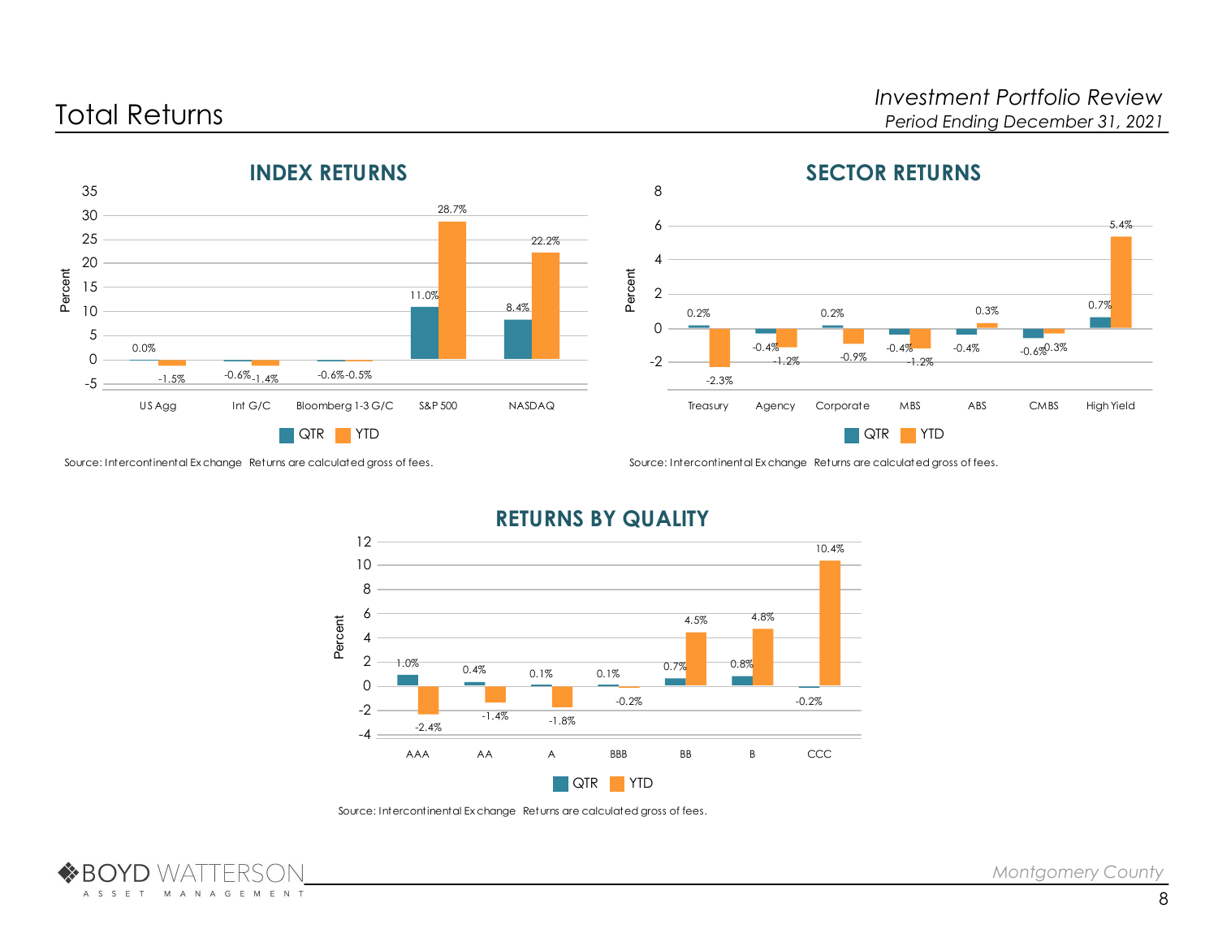# Total Returns

*Investment Portfolio Review*
*Period Ending December 31, 2021*

## INDEX RETURNS

| | QTR | YTD |
|---|---|---|
| US Agg | 0.0% | -1.5% |
| Int G/C | -0.6% | -1.4% |
| Bloomberg 1-3 G/C | -0.6% | -0.5% |
| S&P 500 | 11.0% | 28.7% |
| NASDAQ | 8.4% | 22.2% |

Source: Intercontinental Exchange Returns are calculated gross of fees.

## SECTOR RETURNS

| | QTR | YTD |
|---|---|---|
| Treasury | 0.2% | -2.3% |
| Agency | -0.4% | -1.2% |
| Corporate | 0.2% | -0.9% |
| MBS | -0.4% | -1.2% |
| ABS | -0.4% | 0.3% |
| CMBS | -0.6% | -0.3% |
| High Yield | 0.7% | 5.4% |

Source: Intercontinental Exchange Returns are calculated gross of fees.

## RETURNS BY QUALITY

| | QTR | YTD |
|---|---|---|
| AAA | 1.0% | -2.4% |
| AA | 0.4% | -1.4% |
| A | 0.1% | -1.8% |
| BBB | 0.1% | -0.2% |
| BB | 0.7% | 4.5% |
| B | 0.8% | 4.8% |
| CCC | -0.2% | 10.4% |

Source: Intercontinental Exchange Returns are calculated gross of fees.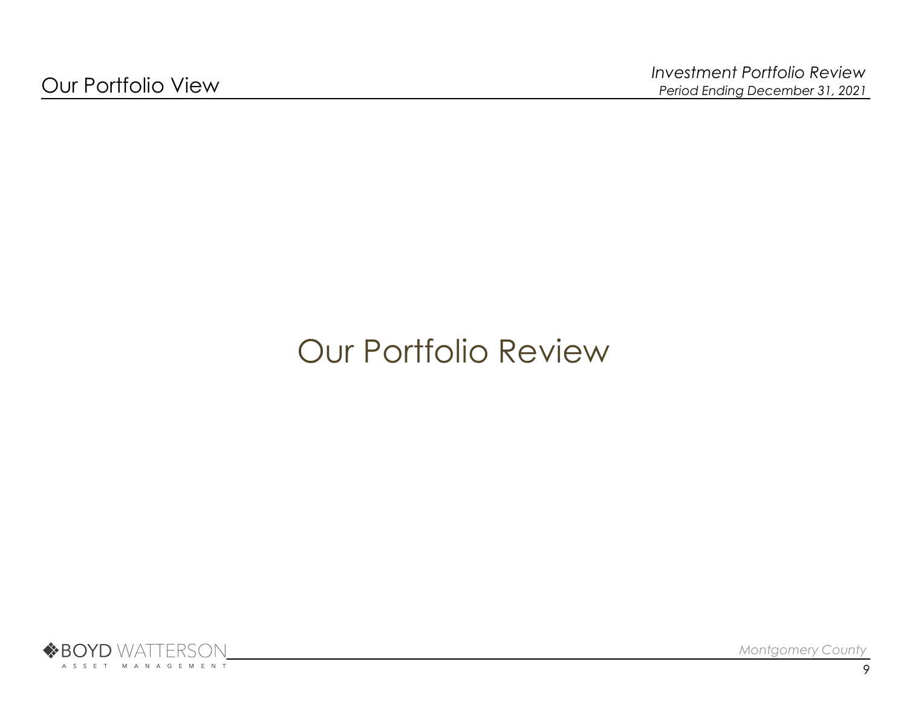# Our Portfolio Review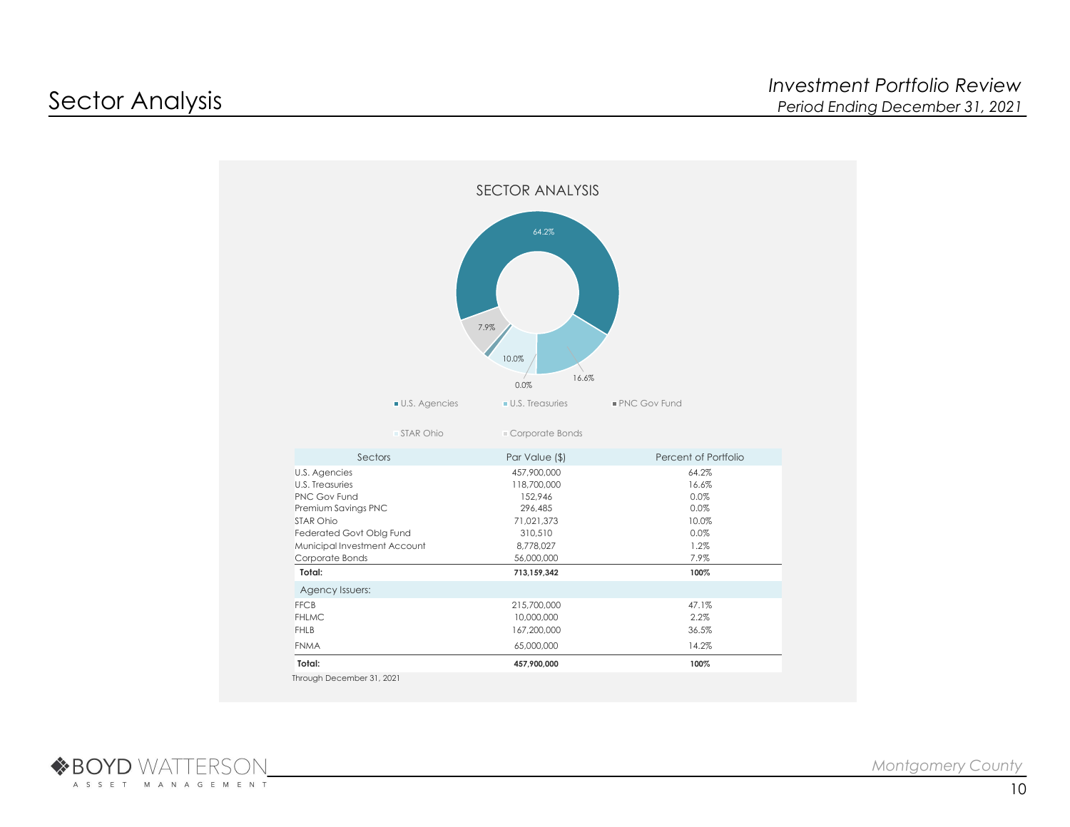# Sector Analysis

*Investment Portfolio Review*
*Period Ending December 31, 2021*

## SECTOR ANALYSIS

| Sectors | Par Value ($) | Percent of Portfolio |
|---|---|---|
| U.S. Agencies | 457,900,000 | 64.2% |
| U.S. Treasuries | 118,700,000 | 16.6% |
| PNC Gov Fund | 152,946 | 0.0% |
| Premium Savings PNC | 296,485 | 0.0% |
| STAR Ohio | 71,021,373 | 10.0% |
| Federated Govt Oblg Fund | 310,510 | 0.0% |
| Municipal Investment Account | 8,778,027 | 1.2% |
| Corporate Bonds | 56,000,000 | 7.9% |
| **Total:** | **713,159,342** | **100%** |
| Agency Issuers: | | |
| FFCB | 215,700,000 | 47.1% |
| FHLMC | 10,000,000 | 2.2% |
| FHLB | 167,200,000 | 36.5% |
| FNMA | 65,000,000 | 14.2% |
| **Total:** | **457,900,000** | **100%** |

Through December 31, 2021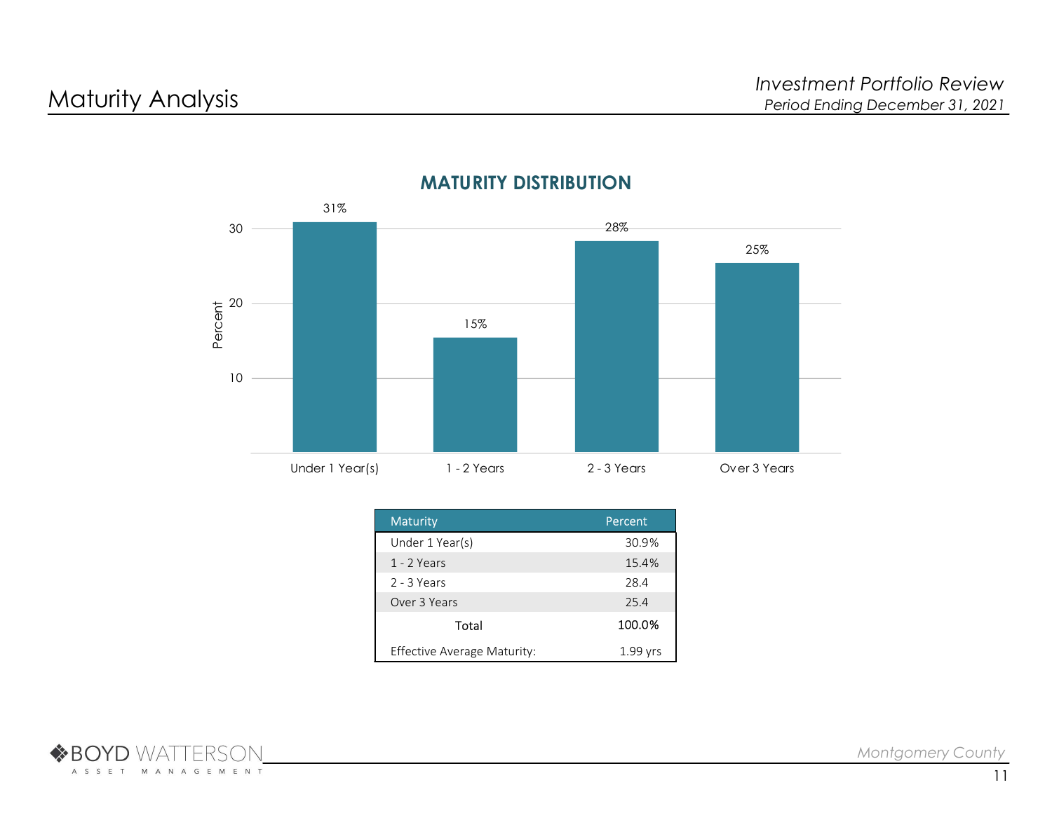# Maturity Analysis

## MATURITY DISTRIBUTION

| Maturity | Percent |
| --- | --- |
| Under 1 Year(s) | 30.9% |
| 1 - 2 Years | 15.4% |
| 2 - 3 Years | 28.4 |
| Over 3 Years | 25.4 |
| Total | 100.0% |
| Effective Average Maturity: | 1.99 yrs |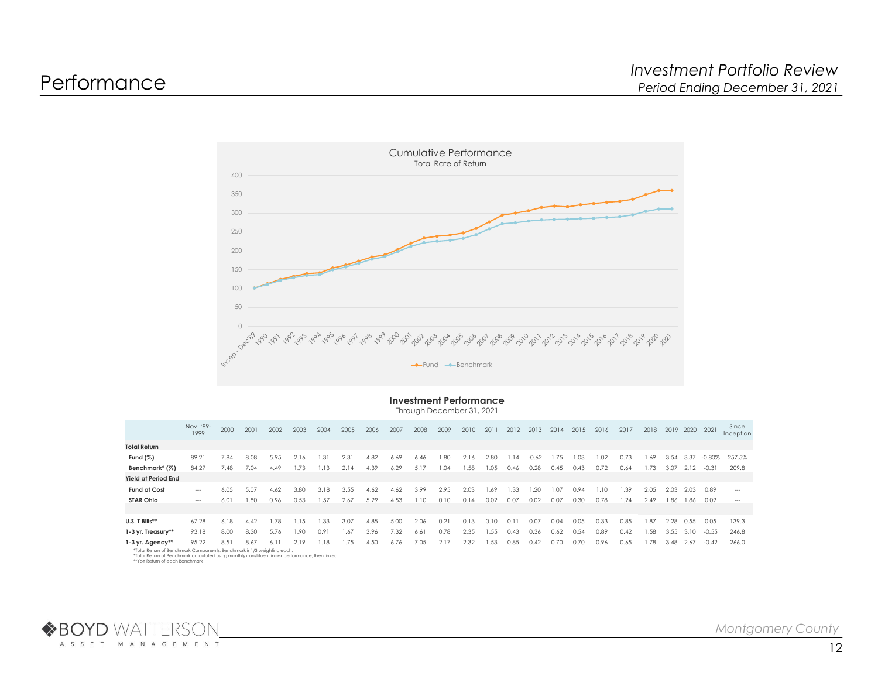# Performance

*Investment Portfolio Review*
*Period Ending December 31, 2021*

Cumulative Performance
Total Rate of Return

## Investment Performance

Through December 31, 2021

| | Nov. '89-1999 | 2000 | 2001 | 2002 | 2003 | 2004 | 2005 | 2006 | 2007 | 2008 | 2009 | 2010 | 2011 | 2012 | 2013 | 2014 | 2015 | 2016 | 2017 | 2018 | 2019 | 2020 | 2021 | Since Inception |
|---|---|---|---|---|---|---|---|---|---|---|---|---|---|---|---|---|---|---|---|---|---|---|---|---|
| **Total Return** | | | | | | | | | | | | | | | | | | | | | | | | |
| **Fund (%)** | 89.21 | 7.84 | 8.08 | 5.95 | 2.16 | 1.31 | 2.31 | 4.82 | 6.69 | 6.46 | 1.80 | 2.16 | 2.80 | 1.14 | -0.62 | 1.75 | 1.03 | 1.02 | 0.73 | 1.69 | 3.54 | 3.37 | -0.80% | 257.5% |
| **Benchmark* (%)** | 84.27 | 7.48 | 7.04 | 4.49 | 1.73 | 1.13 | 2.14 | 4.39 | 6.29 | 5.17 | 1.04 | 1.58 | 1.05 | 0.46 | 0.28 | 0.45 | 0.43 | 0.72 | 0.64 | 1.73 | 3.07 | 2.12 | -0.31 | 209.8 |
| **Yield at Period End** | | | | | | | | | | | | | | | | | | | | | | | | |
| **Fund at Cost** | --- | 6.05 | 5.07 | 4.62 | 3.80 | 3.18 | 3.55 | 4.62 | 4.62 | 3.99 | 2.95 | 2.03 | 1.69 | 1.33 | 1.20 | 1.07 | 0.94 | 1.10 | 1.39 | 2.05 | 2.03 | 2.03 | 0.89 | --- |
| **STAR Ohio** | --- | 6.01 | 1.80 | 0.96 | 0.53 | 1.57 | 2.67 | 5.29 | 4.53 | 1.10 | 0.10 | 0.14 | 0.02 | 0.07 | 0.02 | 0.07 | 0.30 | 0.78 | 1.24 | 2.49 | 1.86 | 1.86 | 0.09 | --- |
| | | | | | | | | | | | | | | | | | | | | | | | | |
| **U.S. T Bills**** | 67.28 | 6.18 | 4.42 | 1.78 | 1.15 | 1.33 | 3.07 | 4.85 | 5.00 | 2.06 | 0.21 | 0.13 | 0.10 | 0.11 | 0.07 | 0.04 | 0.05 | 0.33 | 0.85 | 1.87 | 2.28 | 0.55 | 0.05 | 139.3 |
| **1-3 yr. Treasury**** | 93.18 | 8.00 | 8.30 | 5.76 | 1.90 | 0.91 | 1.67 | 3.96 | 7.32 | 6.61 | 0.78 | 2.35 | 1.55 | 0.43 | 0.36 | 0.62 | 0.54 | 0.89 | 0.42 | 1.58 | 3.55 | 3.10 | -0.55 | 246.8 |
| **1-3 yr. Agency**** | 95.22 | 8.51 | 8.67 | 6.11 | 2.19 | 1.18 | 1.75 | 4.50 | 6.76 | 7.05 | 2.17 | 2.32 | 1.53 | 0.85 | 0.42 | 0.70 | 0.70 | 0.96 | 0.65 | 1.78 | 3.48 | 2.67 | -0.42 | 266.0 |

*Total Return of Benchmark Components. Benchmark is 1/3 weighting each.
*Total Return of Benchmark calculated using monthly constituent index performance, then linked.
**YoY Return of each Benchmark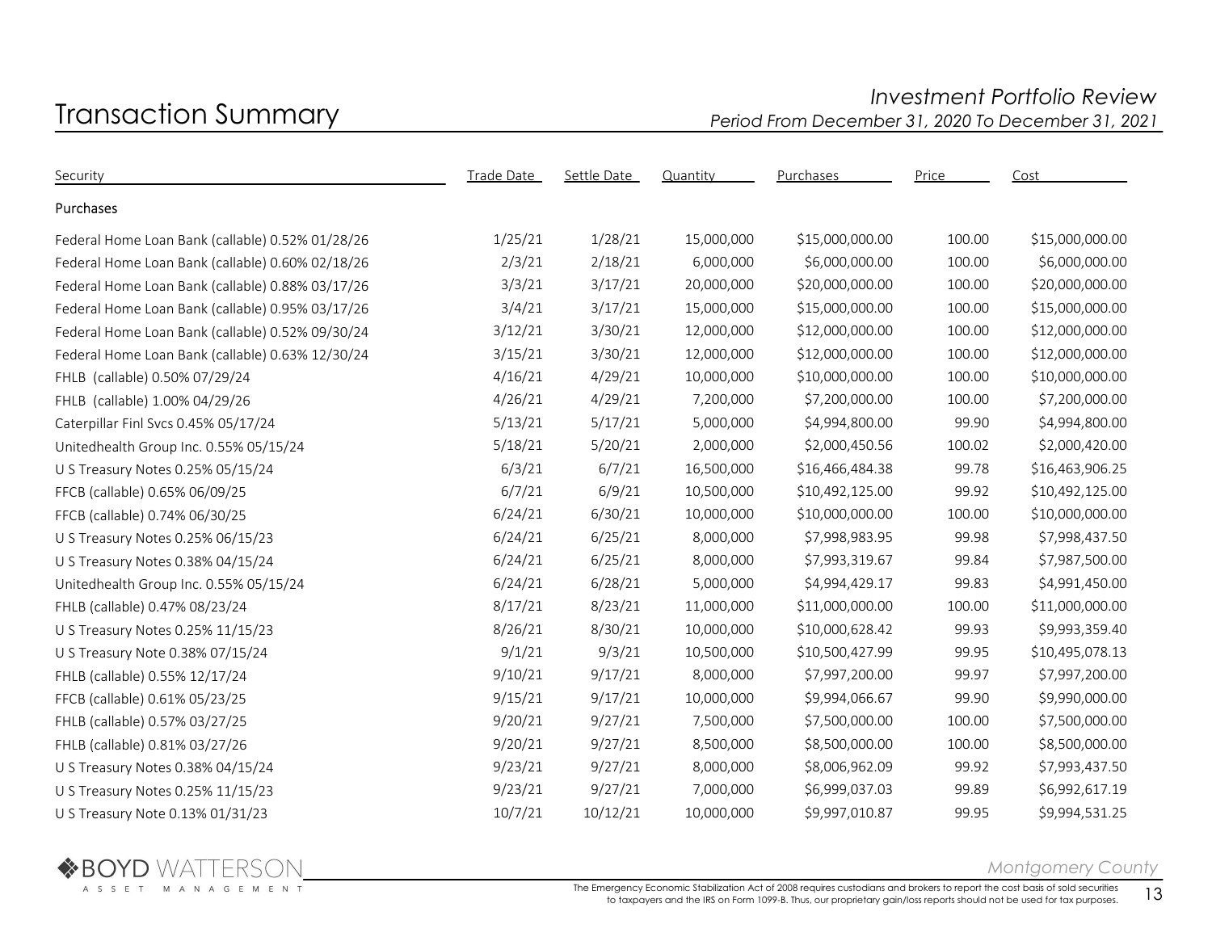# Transaction Summary

*Investment Portfolio Review*
*Period From December 31, 2020 To December 31, 2021*

| Security | Trade Date | Settle Date | Quantity | Purchases | Price | Cost |
|---|---|---|---|---|---|---|
| **Purchases** | | | | | | |
| Federal Home Loan Bank (callable) 0.52% 01/28/26 | 1/25/21 | 1/28/21 | 15,000,000 | $15,000,000.00 | 100.00 | $15,000,000.00 |
| Federal Home Loan Bank (callable) 0.60% 02/18/26 | 2/3/21 | 2/18/21 | 6,000,000 | $6,000,000.00 | 100.00 | $6,000,000.00 |
| Federal Home Loan Bank (callable) 0.88% 03/17/26 | 3/3/21 | 3/17/21 | 20,000,000 | $20,000,000.00 | 100.00 | $20,000,000.00 |
| Federal Home Loan Bank (callable) 0.95% 03/17/26 | 3/4/21 | 3/17/21 | 15,000,000 | $15,000,000.00 | 100.00 | $15,000,000.00 |
| Federal Home Loan Bank (callable) 0.52% 09/30/24 | 3/12/21 | 3/30/21 | 12,000,000 | $12,000,000.00 | 100.00 | $12,000,000.00 |
| Federal Home Loan Bank (callable) 0.63% 12/30/24 | 3/15/21 | 3/30/21 | 12,000,000 | $12,000,000.00 | 100.00 | $12,000,000.00 |
| FHLB (callable) 0.50% 07/29/24 | 4/16/21 | 4/29/21 | 10,000,000 | $10,000,000.00 | 100.00 | $10,000,000.00 |
| FHLB (callable) 1.00% 04/29/26 | 4/26/21 | 4/29/21 | 7,200,000 | $7,200,000.00 | 100.00 | $7,200,000.00 |
| Caterpillar Finl Svcs 0.45% 05/17/24 | 5/13/21 | 5/17/21 | 5,000,000 | $4,994,800.00 | 99.90 | $4,994,800.00 |
| Unitedhealth Group Inc. 0.55% 05/15/24 | 5/18/21 | 5/20/21 | 2,000,000 | $2,000,450.56 | 100.02 | $2,000,420.00 |
| U S Treasury Notes 0.25% 05/15/24 | 6/3/21 | 6/7/21 | 16,500,000 | $16,466,484.38 | 99.78 | $16,463,906.25 |
| FFCB (callable) 0.65% 06/09/25 | 6/7/21 | 6/9/21 | 10,500,000 | $10,492,125.00 | 99.92 | $10,492,125.00 |
| FFCB (callable) 0.74% 06/30/25 | 6/24/21 | 6/30/21 | 10,000,000 | $10,000,000.00 | 100.00 | $10,000,000.00 |
| U S Treasury Notes 0.25% 06/15/23 | 6/24/21 | 6/25/21 | 8,000,000 | $7,998,983.95 | 99.98 | $7,998,437.50 |
| U S Treasury Notes 0.38% 04/15/24 | 6/24/21 | 6/25/21 | 8,000,000 | $7,993,319.67 | 99.84 | $7,987,500.00 |
| Unitedhealth Group Inc. 0.55% 05/15/24 | 6/24/21 | 6/28/21 | 5,000,000 | $4,994,429.17 | 99.83 | $4,991,450.00 |
| FHLB (callable) 0.47% 08/23/24 | 8/17/21 | 8/23/21 | 11,000,000 | $11,000,000.00 | 100.00 | $11,000,000.00 |
| U S Treasury Notes 0.25% 11/15/23 | 8/26/21 | 8/30/21 | 10,000,000 | $10,000,628.42 | 99.93 | $9,993,359.40 |
| U S Treasury Note 0.38% 07/15/24 | 9/1/21 | 9/3/21 | 10,500,000 | $10,500,427.99 | 99.95 | $10,495,078.13 |
| FHLB (callable) 0.55% 12/17/24 | 9/10/21 | 9/17/21 | 8,000,000 | $7,997,200.00 | 99.97 | $7,997,200.00 |
| FFCB (callable) 0.61% 05/23/25 | 9/15/21 | 9/17/21 | 10,000,000 | $9,994,066.67 | 99.90 | $9,990,000.00 |
| FHLB (callable) 0.57% 03/27/25 | 9/20/21 | 9/27/21 | 7,500,000 | $7,500,000.00 | 100.00 | $7,500,000.00 |
| FHLB (callable) 0.81% 03/27/26 | 9/20/21 | 9/27/21 | 8,500,000 | $8,500,000.00 | 100.00 | $8,500,000.00 |
| U S Treasury Notes 0.38% 04/15/24 | 9/23/21 | 9/27/21 | 8,000,000 | $8,006,962.09 | 99.92 | $7,993,437.50 |
| U S Treasury Notes 0.25% 11/15/23 | 9/23/21 | 9/27/21 | 7,000,000 | $6,999,037.03 | 99.89 | $6,992,617.19 |
| U S Treasury Note 0.13% 01/31/23 | 10/7/21 | 10/12/21 | 10,000,000 | $9,997,010.87 | 99.95 | $9,994,531.25 |

The Emergency Economic Stabilization Act of 2008 requires custodians and brokers to report the cost basis of sold securities to taxpayers and the IRS on Form 1099-B. Thus, our proprietary gain/loss reports should not be used for tax purposes.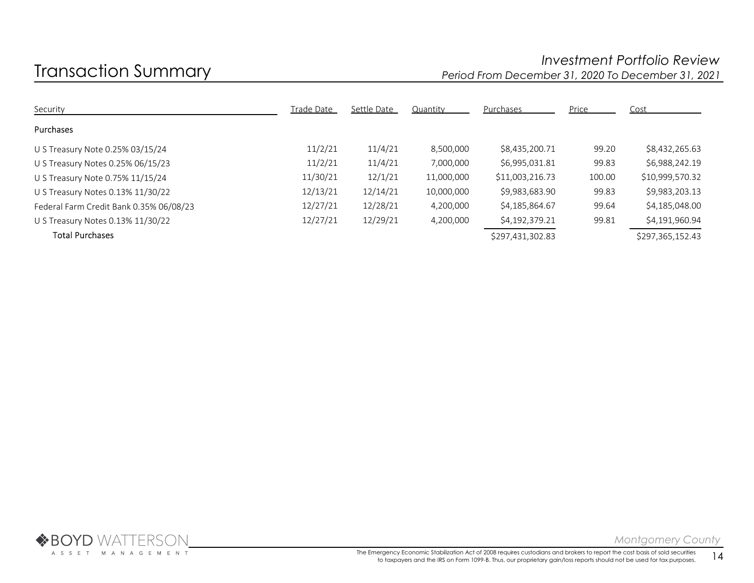# Transaction Summary

*Investment Portfolio Review*
*Period From December 31, 2020 To December 31, 2021*

| Security | Trade Date | Settle Date | Quantity | Purchases | Price | Cost |
|---|---|---|---|---|---|---|
| **Purchases** | | | | | | |
| U S Treasury Note 0.25% 03/15/24 | 11/2/21 | 11/4/21 | 8,500,000 | $8,435,200.71 | 99.20 | $8,432,265.63 |
| U S Treasury Notes 0.25% 06/15/23 | 11/2/21 | 11/4/21 | 7,000,000 | $6,995,031.81 | 99.83 | $6,988,242.19 |
| U S Treasury Note 0.75% 11/15/24 | 11/30/21 | 12/1/21 | 11,000,000 | $11,003,216.73 | 100.00 | $10,999,570.32 |
| U S Treasury Notes 0.13% 11/30/22 | 12/13/21 | 12/14/21 | 10,000,000 | $9,983,683.90 | 99.83 | $9,983,203.13 |
| Federal Farm Credit Bank 0.35% 06/08/23 | 12/27/21 | 12/28/21 | 4,200,000 | $4,185,864.67 | 99.64 | $4,185,048.00 |
| U S Treasury Notes 0.13% 11/30/22 | 12/27/21 | 12/29/21 | 4,200,000 | $4,192,379.21 | 99.81 | $4,191,960.94 |
| Total Purchases | | | | $297,431,302.83 | | $297,365,152.43 |

The Emergency Economic Stabilization Act of 2008 requires custodians and brokers to report the cost basis of sold securities to taxpayers and the IRS on Form 1099-B. Thus, our proprietary gain/loss reports should not be used for tax purposes.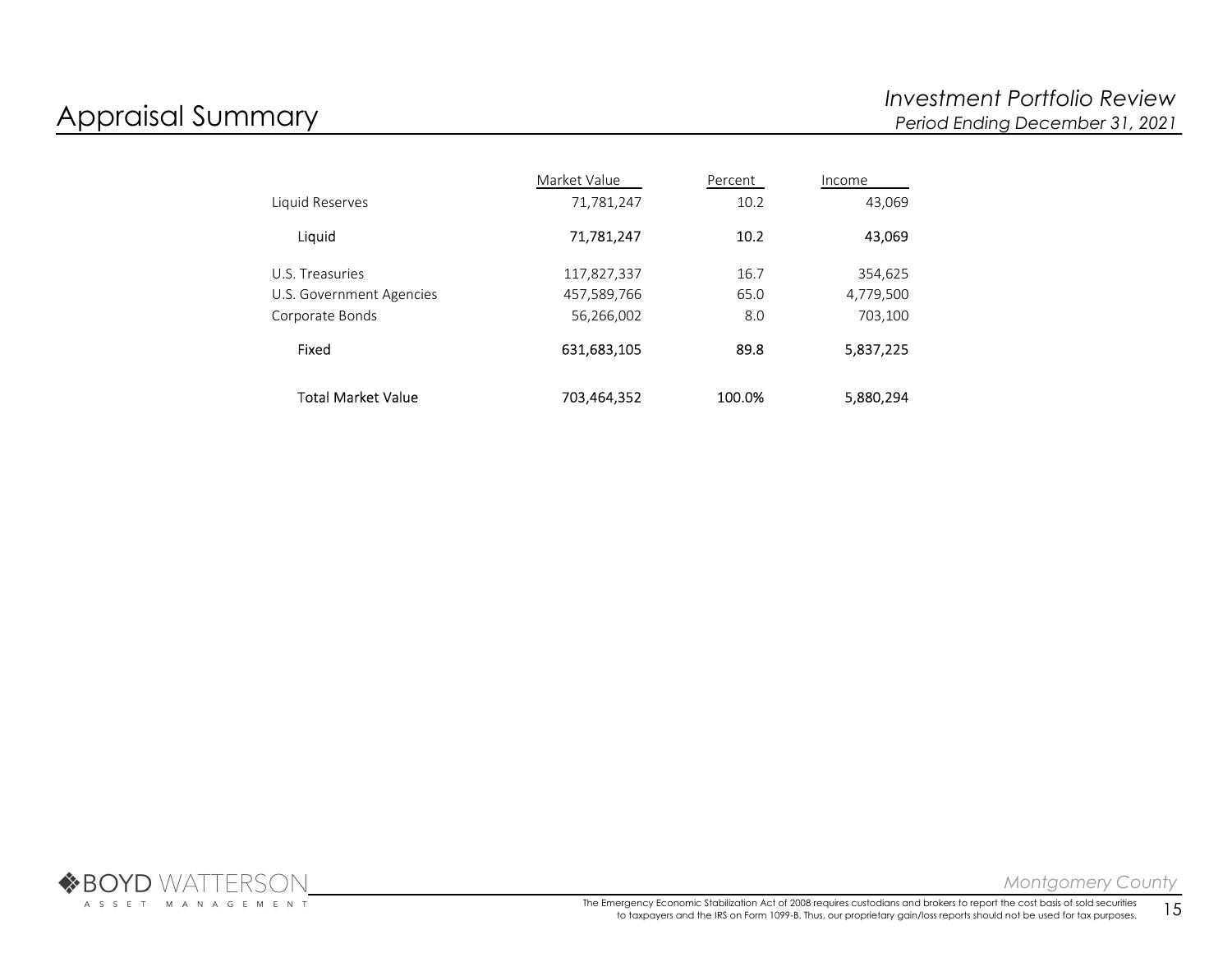# Appraisal Summary

*Investment Portfolio Review*
*Period Ending December 31, 2021*

| | Market Value | Percent | Income |
|---|---|---|---|
| Liquid Reserves | 71,781,247 | 10.2 | 43,069 |
| **Liquid** | **71,781,247** | **10.2** | **43,069** |
| U.S. Treasuries | 117,827,337 | 16.7 | 354,625 |
| U.S. Government Agencies | 457,589,766 | 65.0 | 4,779,500 |
| Corporate Bonds | 56,266,002 | 8.0 | 703,100 |
| **Fixed** | **631,683,105** | **89.8** | **5,837,225** |
| **Total Market Value** | **703,464,352** | **100.0%** | **5,880,294** |

The Emergency Economic Stabilization Act of 2008 requires custodians and brokers to report the cost basis of sold securities to taxpayers and the IRS on Form 1099-B. Thus, our proprietary gain/loss reports should not be used for tax purposes.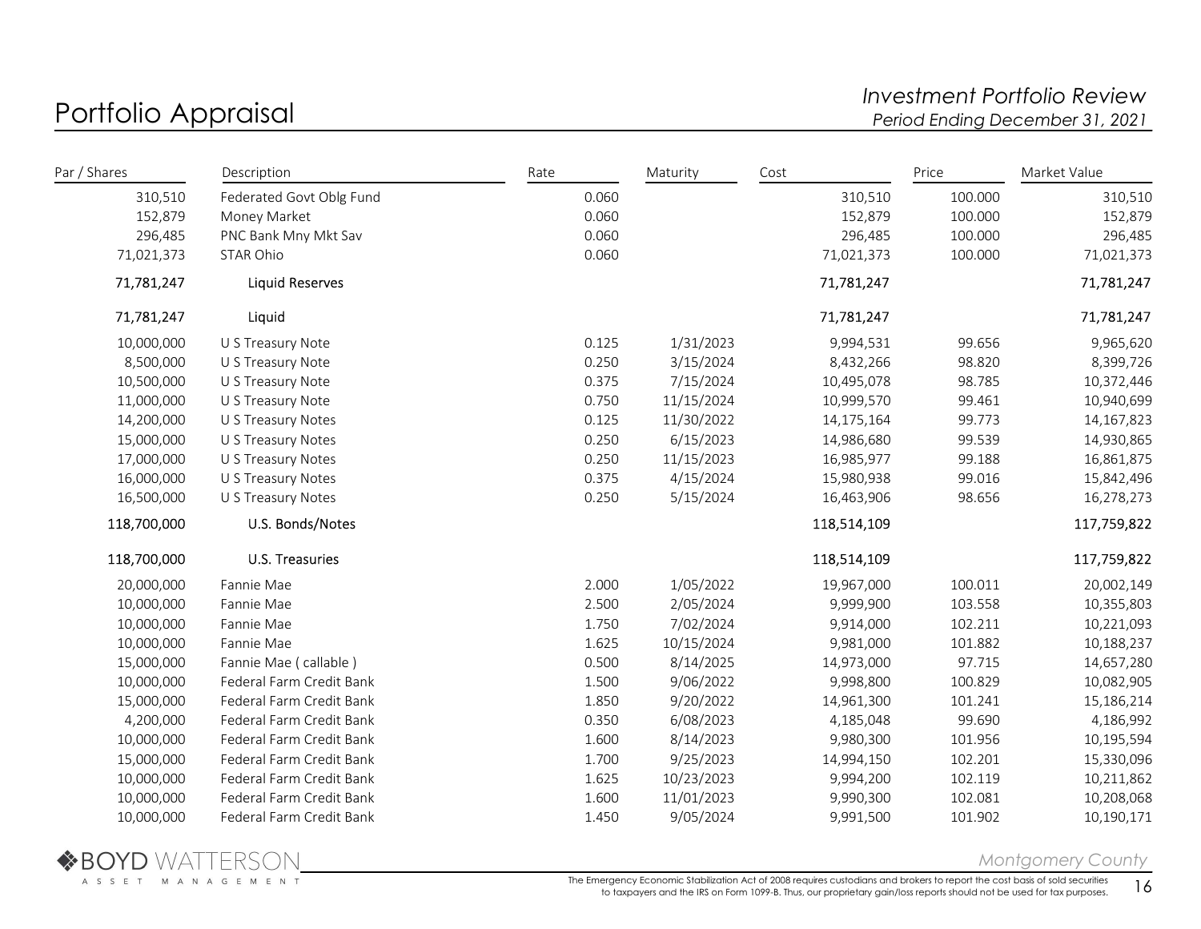# Portfolio Appraisal

*Investment Portfolio Review*
*Period Ending December 31, 2021*

| Par / Shares | Description | Rate | Maturity | Cost | Price | Market Value |
|---|---|---|---|---|---|---|
| 310,510 | Federated Govt Oblg Fund | 0.060 | | 310,510 | 100.000 | 310,510 |
| 152,879 | Money Market | 0.060 | | 152,879 | 100.000 | 152,879 |
| 296,485 | PNC Bank Mny Mkt Sav | 0.060 | | 296,485 | 100.000 | 296,485 |
| 71,021,373 | STAR Ohio | 0.060 | | 71,021,373 | 100.000 | 71,021,373 |
| 71,781,247 | Liquid Reserves | | | 71,781,247 | | 71,781,247 |
| 71,781,247 | Liquid | | | 71,781,247 | | 71,781,247 |
| 10,000,000 | U S Treasury Note | 0.125 | 1/31/2023 | 9,994,531 | 99.656 | 9,965,620 |
| 8,500,000 | U S Treasury Note | 0.250 | 3/15/2024 | 8,432,266 | 98.820 | 8,399,726 |
| 10,500,000 | U S Treasury Note | 0.375 | 7/15/2024 | 10,495,078 | 98.785 | 10,372,446 |
| 11,000,000 | U S Treasury Note | 0.750 | 11/15/2024 | 10,999,570 | 99.461 | 10,940,699 |
| 14,200,000 | U S Treasury Notes | 0.125 | 11/30/2022 | 14,175,164 | 99.773 | 14,167,823 |
| 15,000,000 | U S Treasury Notes | 0.250 | 6/15/2023 | 14,986,680 | 99.539 | 14,930,865 |
| 17,000,000 | U S Treasury Notes | 0.250 | 11/15/2023 | 16,985,977 | 99.188 | 16,861,875 |
| 16,000,000 | U S Treasury Notes | 0.375 | 4/15/2024 | 15,980,938 | 99.016 | 15,842,496 |
| 16,500,000 | U S Treasury Notes | 0.250 | 5/15/2024 | 16,463,906 | 98.656 | 16,278,273 |
| 118,700,000 | U.S. Bonds/Notes | | | 118,514,109 | | 117,759,822 |
| 118,700,000 | U.S. Treasuries | | | 118,514,109 | | 117,759,822 |
| 20,000,000 | Fannie Mae | 2.000 | 1/05/2022 | 19,967,000 | 100.011 | 20,002,149 |
| 10,000,000 | Fannie Mae | 2.500 | 2/05/2024 | 9,999,900 | 103.558 | 10,355,803 |
| 10,000,000 | Fannie Mae | 1.750 | 7/02/2024 | 9,914,000 | 102.211 | 10,221,093 |
| 10,000,000 | Fannie Mae | 1.625 | 10/15/2024 | 9,981,000 | 101.882 | 10,188,237 |
| 15,000,000 | Fannie Mae ( callable ) | 0.500 | 8/14/2025 | 14,973,000 | 97.715 | 14,657,280 |
| 10,000,000 | Federal Farm Credit Bank | 1.500 | 9/06/2022 | 9,998,800 | 100.829 | 10,082,905 |
| 15,000,000 | Federal Farm Credit Bank | 1.850 | 9/20/2022 | 14,961,300 | 101.241 | 15,186,214 |
| 4,200,000 | Federal Farm Credit Bank | 0.350 | 6/08/2023 | 4,185,048 | 99.690 | 4,186,992 |
| 10,000,000 | Federal Farm Credit Bank | 1.600 | 8/14/2023 | 9,980,300 | 101.956 | 10,195,594 |
| 15,000,000 | Federal Farm Credit Bank | 1.700 | 9/25/2023 | 14,994,150 | 102.201 | 15,330,096 |
| 10,000,000 | Federal Farm Credit Bank | 1.625 | 10/23/2023 | 9,994,200 | 102.119 | 10,211,862 |
| 10,000,000 | Federal Farm Credit Bank | 1.600 | 11/01/2023 | 9,990,300 | 102.081 | 10,208,068 |
| 10,000,000 | Federal Farm Credit Bank | 1.450 | 9/05/2024 | 9,991,500 | 101.902 | 10,190,171 |

The Emergency Economic Stabilization Act of 2008 requires custodians and brokers to report the cost basis of sold securities to taxpayers and the IRS on Form 1099-B. Thus, our proprietary gain/loss reports should not be used for tax purposes.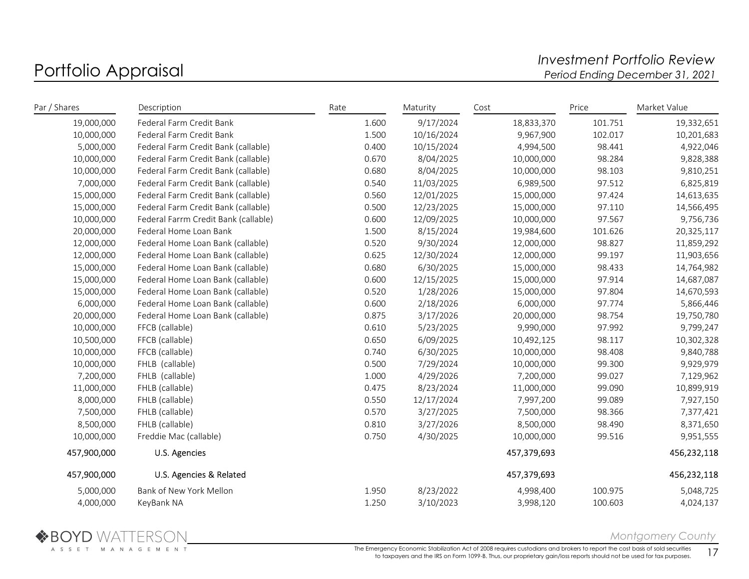# Portfolio Appraisal

*Investment Portfolio Review*
*Period Ending December 31, 2021*

| Par / Shares | Description | Rate | Maturity | Cost | Price | Market Value |
|---|---|---|---|---|---|---|
| 19,000,000 | Federal Farm Credit Bank | 1.600 | 9/17/2024 | 18,833,370 | 101.751 | 19,332,651 |
| 10,000,000 | Federal Farm Credit Bank | 1.500 | 10/16/2024 | 9,967,900 | 102.017 | 10,201,683 |
| 5,000,000 | Federal Farm Credit Bank (callable) | 0.400 | 10/15/2024 | 4,994,500 | 98.441 | 4,922,046 |
| 10,000,000 | Federal Farm Credit Bank (callable) | 0.670 | 8/04/2025 | 10,000,000 | 98.284 | 9,828,388 |
| 10,000,000 | Federal Farm Credit Bank (callable) | 0.680 | 8/04/2025 | 10,000,000 | 98.103 | 9,810,251 |
| 7,000,000 | Federal Farm Credit Bank (callable) | 0.540 | 11/03/2025 | 6,989,500 | 97.512 | 6,825,819 |
| 15,000,000 | Federal Farm Credit Bank (callable) | 0.560 | 12/01/2025 | 15,000,000 | 97.424 | 14,613,635 |
| 15,000,000 | Federal Farm Credit Bank (callable) | 0.500 | 12/23/2025 | 15,000,000 | 97.110 | 14,566,495 |
| 10,000,000 | Federal Farrm Credit Bank (callable) | 0.600 | 12/09/2025 | 10,000,000 | 97.567 | 9,756,736 |
| 20,000,000 | Federal Home Loan Bank | 1.500 | 8/15/2024 | 19,984,600 | 101.626 | 20,325,117 |
| 12,000,000 | Federal Home Loan Bank (callable) | 0.520 | 9/30/2024 | 12,000,000 | 98.827 | 11,859,292 |
| 12,000,000 | Federal Home Loan Bank (callable) | 0.625 | 12/30/2024 | 12,000,000 | 99.197 | 11,903,656 |
| 15,000,000 | Federal Home Loan Bank (callable) | 0.680 | 6/30/2025 | 15,000,000 | 98.433 | 14,764,982 |
| 15,000,000 | Federal Home Loan Bank (callable) | 0.600 | 12/15/2025 | 15,000,000 | 97.914 | 14,687,087 |
| 15,000,000 | Federal Home Loan Bank (callable) | 0.520 | 1/28/2026 | 15,000,000 | 97.804 | 14,670,593 |
| 6,000,000 | Federal Home Loan Bank (callable) | 0.600 | 2/18/2026 | 6,000,000 | 97.774 | 5,866,446 |
| 20,000,000 | Federal Home Loan Bank (callable) | 0.875 | 3/17/2026 | 20,000,000 | 98.754 | 19,750,780 |
| 10,000,000 | FFCB (callable) | 0.610 | 5/23/2025 | 9,990,000 | 97.992 | 9,799,247 |
| 10,500,000 | FFCB (callable) | 0.650 | 6/09/2025 | 10,492,125 | 98.117 | 10,302,328 |
| 10,000,000 | FFCB (callable) | 0.740 | 6/30/2025 | 10,000,000 | 98.408 | 9,840,788 |
| 10,000,000 | FHLB (callable) | 0.500 | 7/29/2024 | 10,000,000 | 99.300 | 9,929,979 |
| 7,200,000 | FHLB (callable) | 1.000 | 4/29/2026 | 7,200,000 | 99.027 | 7,129,962 |
| 11,000,000 | FHLB (callable) | 0.475 | 8/23/2024 | 11,000,000 | 99.090 | 10,899,919 |
| 8,000,000 | FHLB (callable) | 0.550 | 12/17/2024 | 7,997,200 | 99.089 | 7,927,150 |
| 7,500,000 | FHLB (callable) | 0.570 | 3/27/2025 | 7,500,000 | 98.366 | 7,377,421 |
| 8,500,000 | FHLB (callable) | 0.810 | 3/27/2026 | 8,500,000 | 98.490 | 8,371,650 |
| 10,000,000 | Freddie Mac (callable) | 0.750 | 4/30/2025 | 10,000,000 | 99.516 | 9,951,555 |
| 457,900,000 | U.S. Agencies | | | 457,379,693 | | 456,232,118 |
| 457,900,000 | U.S. Agencies & Related | | | 457,379,693 | | 456,232,118 |
| 5,000,000 | Bank of New York Mellon | 1.950 | 8/23/2022 | 4,998,400 | 100.975 | 5,048,725 |
| 4,000,000 | KeyBank NA | 1.250 | 3/10/2023 | 3,998,120 | 100.603 | 4,024,137 |

The Emergency Economic Stabilization Act of 2008 requires custodians and brokers to report the cost basis of sold securities to taxpayers and the IRS on Form 1099-B. Thus, our proprietary gain/loss reports should not be used for tax purposes.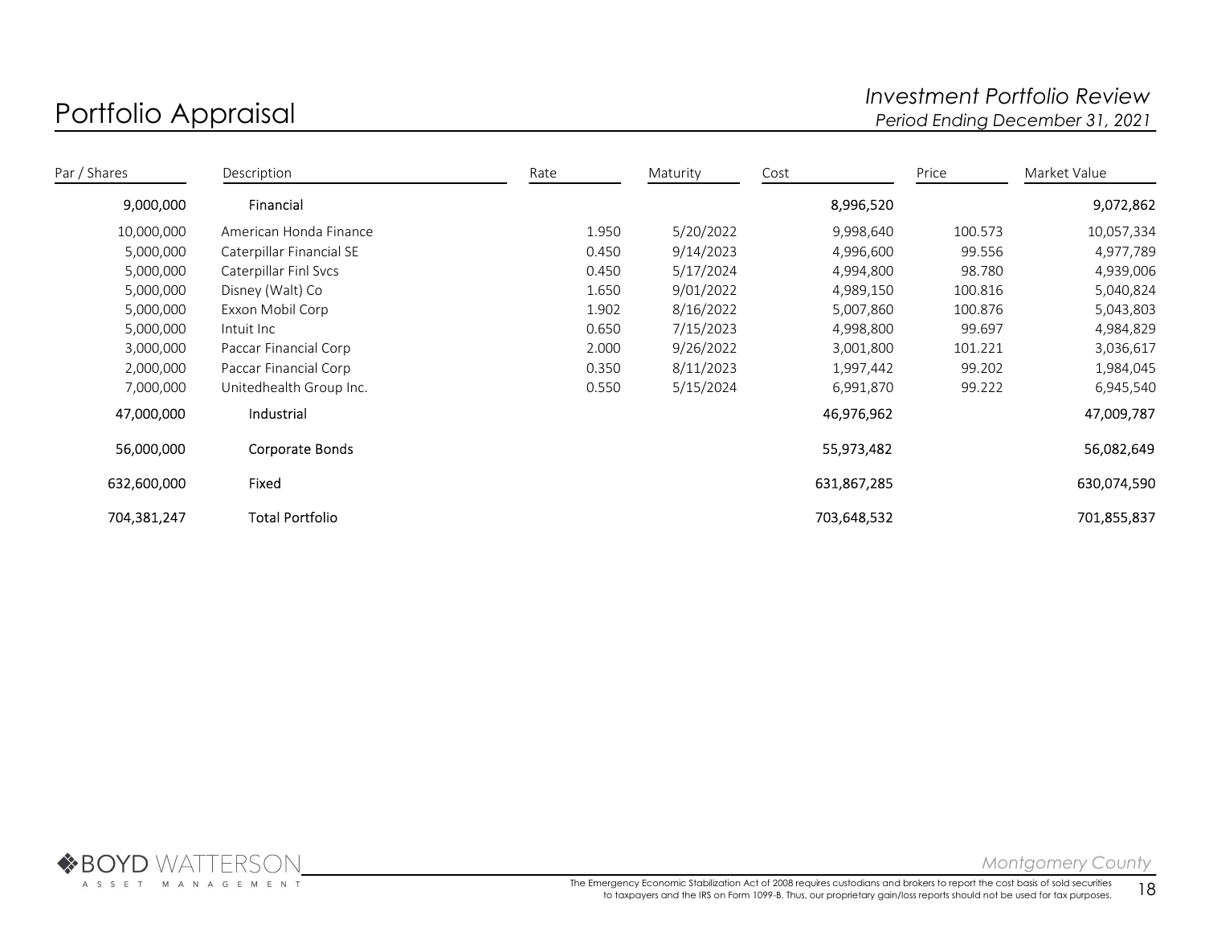# Portfolio Appraisal

*Investment Portfolio Review*
*Period Ending December 31, 2021*

| Par / Shares | Description | Rate | Maturity | Cost | Price | Market Value |
|---|---|---|---|---|---|---|
| 9,000,000 | Financial | | | 8,996,520 | | 9,072,862 |
| 10,000,000 | American Honda Finance | 1.950 | 5/20/2022 | 9,998,640 | 100.573 | 10,057,334 |
| 5,000,000 | Caterpillar Financial SE | 0.450 | 9/14/2023 | 4,996,600 | 99.556 | 4,977,789 |
| 5,000,000 | Caterpillar Finl Svcs | 0.450 | 5/17/2024 | 4,994,800 | 98.780 | 4,939,006 |
| 5,000,000 | Disney (Walt) Co | 1.650 | 9/01/2022 | 4,989,150 | 100.816 | 5,040,824 |
| 5,000,000 | Exxon Mobil Corp | 1.902 | 8/16/2022 | 5,007,860 | 100.876 | 5,043,803 |
| 5,000,000 | Intuit Inc | 0.650 | 7/15/2023 | 4,998,800 | 99.697 | 4,984,829 |
| 3,000,000 | Paccar Financial Corp | 2.000 | 9/26/2022 | 3,001,800 | 101.221 | 3,036,617 |
| 2,000,000 | Paccar Financial Corp | 0.350 | 8/11/2023 | 1,997,442 | 99.202 | 1,984,045 |
| 7,000,000 | Unitedhealth Group Inc. | 0.550 | 5/15/2024 | 6,991,870 | 99.222 | 6,945,540 |
| 47,000,000 | Industrial | | | 46,976,962 | | 47,009,787 |
| 56,000,000 | Corporate Bonds | | | 55,973,482 | | 56,082,649 |
| 632,600,000 | Fixed | | | 631,867,285 | | 630,074,590 |
| 704,381,247 | Total Portfolio | | | 703,648,532 | | 701,855,837 |

The Emergency Economic Stabilization Act of 2008 requires custodians and brokers to report the cost basis of sold securities to taxpayers and the IRS on Form 1099-B. Thus, our proprietary gain/loss reports should not be used for tax purposes.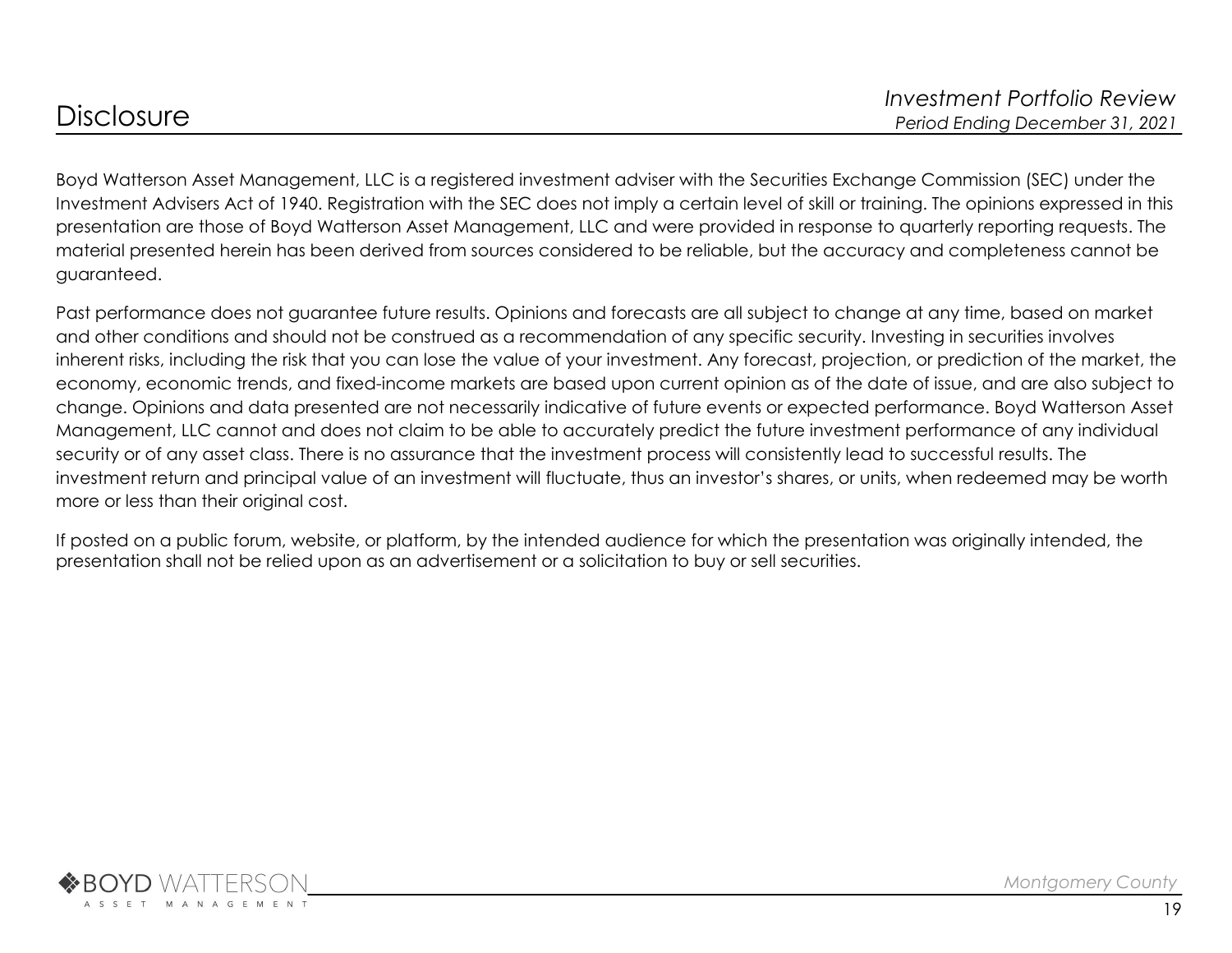# Disclosure

Boyd Watterson Asset Management, LLC is a registered investment adviser with the Securities Exchange Commission (SEC) under the Investment Advisers Act of 1940. Registration with the SEC does not imply a certain level of skill or training. The opinions expressed in this presentation are those of Boyd Watterson Asset Management, LLC and were provided in response to quarterly reporting requests. The material presented herein has been derived from sources considered to be reliable, but the accuracy and completeness cannot be guaranteed.

Past performance does not guarantee future results. Opinions and forecasts are all subject to change at any time, based on market and other conditions and should not be construed as a recommendation of any specific security. Investing in securities involves inherent risks, including the risk that you can lose the value of your investment. Any forecast, projection, or prediction of the market, the economy, economic trends, and fixed-income markets are based upon current opinion as of the date of issue, and are also subject to change. Opinions and data presented are not necessarily indicative of future events or expected performance. Boyd Watterson Asset Management, LLC cannot and does not claim to be able to accurately predict the future investment performance of any individual security or of any asset class. There is no assurance that the investment process will consistently lead to successful results. The investment return and principal value of an investment will fluctuate, thus an investor's shares, or units, when redeemed may be worth more or less than their original cost.

If posted on a public forum, website, or platform, by the intended audience for which the presentation was originally intended, the presentation shall not be relied upon as an advertisement or a solicitation to buy or sell securities.